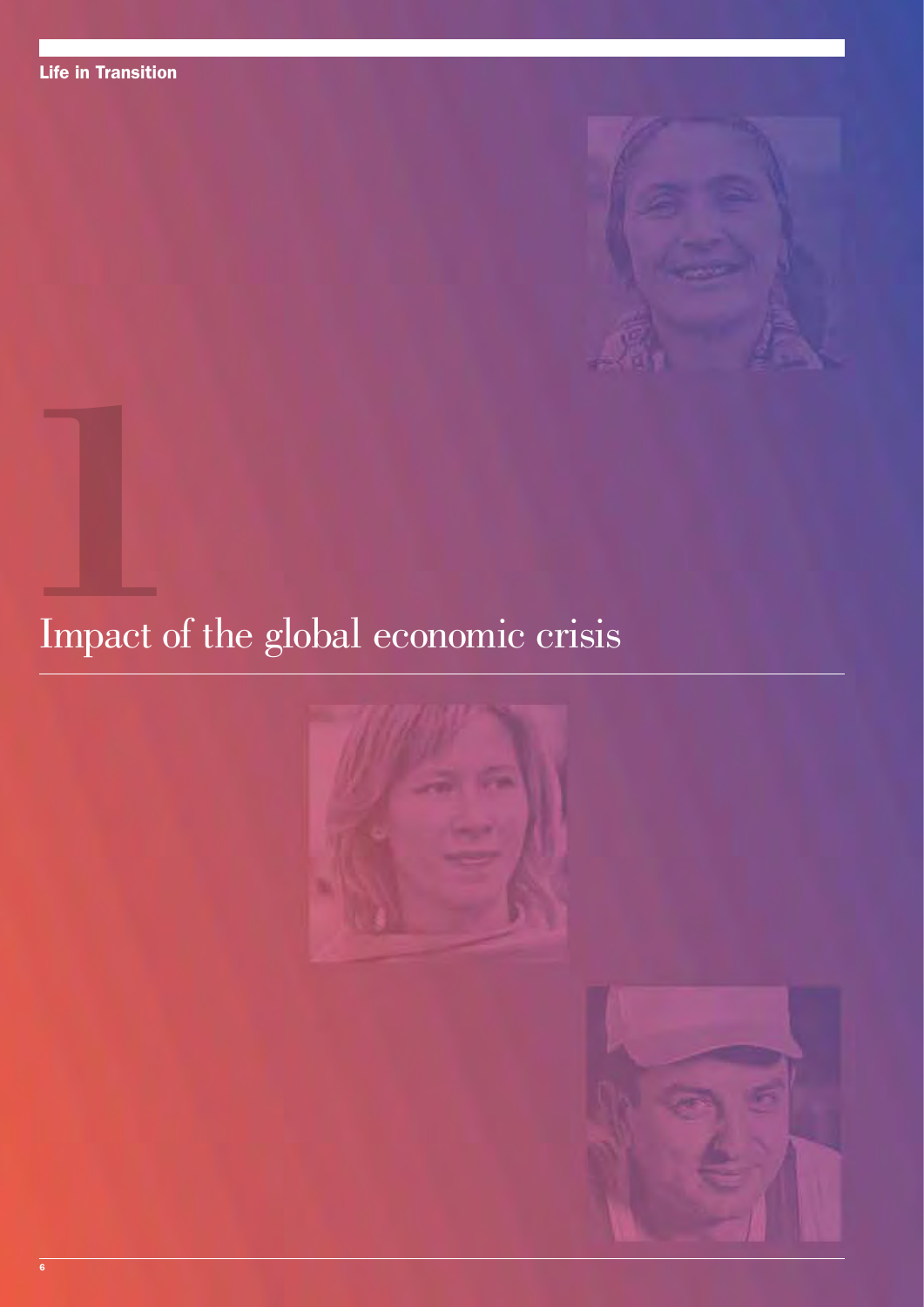# 1

# Impact of the global economic crisis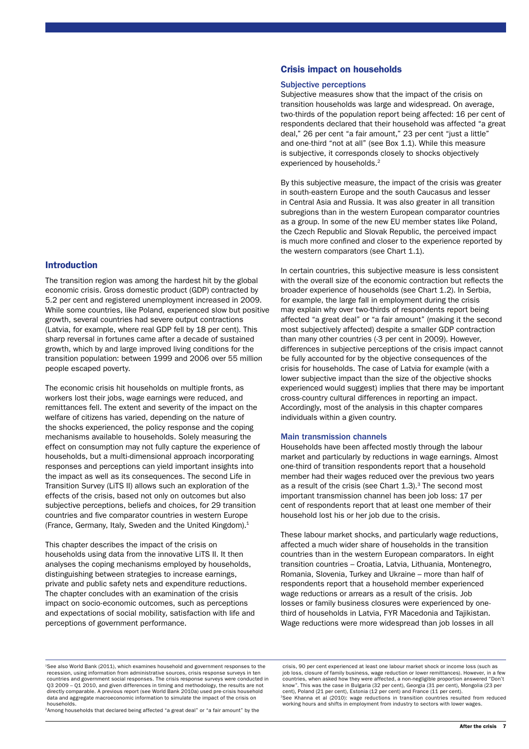## Introduction

The transition region was among the hardest hit by the global economic crisis. Gross domestic product (GDP) contracted by 5.2 per cent and registered unemployment increased in 2009. While some countries, like Poland, experienced slow but positive growth, several countries had severe output contractions (Latvia, for example, where real GDP fell by 18 per cent). This sharp reversal in fortunes came after a decade of sustained growth, which by and large improved living conditions for the transition population: between 1999 and 2006 over 55 million people escaped poverty.

The economic crisis hit households on multiple fronts, as workers lost their jobs, wage earnings were reduced, and remittances fell. The extent and severity of the impact on the welfare of citizens has varied, depending on the nature of the shocks experienced, the policy response and the coping mechanisms available to households. Solely measuring the effect on consumption may not fully capture the experience of households, but a multi-dimensional approach incorporating responses and perceptions can yield important insights into the impact as well as its consequences. The second Life in Transition Survey (LiTS II) allows such an exploration of the effects of the crisis, based not only on outcomes but also subjective perceptions, beliefs and choices, for 29 transition countries and five comparator countries in western Europe (France, Germany, Italy, Sweden and the United Kingdom).[1]

This chapter describes the impact of the crisis on households using data from the innovative LiTS II. It then analyses the coping mechanisms employed by households, distinguishing between strategies to increase earnings, private and public safety nets and expenditure reductions. The chapter concludes with an examination of the crisis impact on socio-economic outcomes, such as perceptions and expectations of social mobility, satisfaction with life and perceptions of government performance.

## Crisis impact on households

### Subjective perceptions

Subjective measures show that the impact of the crisis on transition households was large and widespread. On average, two-thirds of the population report being affected: 16 per cent of respondents declared that their household was affected "a great deal," 26 per cent "a fair amount," 23 per cent "just a little" and one-third "not at all" (see Box 1.1). While this measure is subjective, it corresponds closely to shocks objectively experienced by households.[2]

By this subjective measure, the impact of the crisis was greater in south-eastern Europe and the south Caucasus and lesser in Central Asia and Russia. It was also greater in all transition subregions than in the western European comparator countries as a group. In some of the new EU member states like Poland, the Czech Republic and Slovak Republic, the perceived impact is much more confined and closer to the experience reported by the western comparators (see Chart 1.1).

In certain countries, this subjective measure is less consistent with the overall size of the economic contraction but reflects the broader experience of households (see Chart 1.2). In Serbia, for example, the large fall in employment during the crisis may explain why over two-thirds of respondents report being affected "a great deal" or "a fair amount" (making it the second most subjectively affected) despite a smaller GDP contraction than many other countries (-3 per cent in 2009). However, differences in subjective perceptions of the crisis impact cannot be fully accounted for by the objective consequences of the crisis for households. The case of Latvia (with a lower subjective impact than the size of the objective shocks experienced would suggest) implies that there may be important cross-country cultural differences in reporting an impact. Accordingly, most of the analysis in this chapter compares individuals within a given country.

### Main transmission channels

Households have been affected mostly through the labour market and particularly by reductions in wage earnings. Almost one-third of transition respondents report that a household member had their wages reduced over the previous two years as a result of the crisis (see Chart 1.3).[3] The second most important transmission channel has been job loss: 17 per cent of respondents report that at least one member of their household lost his or her job due to the crisis.

These labour market shocks, and particularly wage reductions, affected a much wider share of households in the transition countries than in the western European comparators. In eight transition countries – Croatia, Latvia, Lithuania, Montenegro, Romania, Slovenia, Turkey and Ukraine – more than half of respondents report that a household member experienced wage reductions or arrears as a result of the crisis. Job losses or family business closures were experienced by one-third of households in Latvia, FYR Macedonia and Tajikistan. Wage reductions were more widespread than job losses in all

---

[1] See also World Bank (2011), which examines household and government responses to the recession, using information from administrative sources, crisis response surveys in ten countries and government social responses. The crisis response surveys were conducted in Q3 2009 – Q1 2010, and given differences in timing and methodology, the results are not directly comparable. A previous report (see World Bank 2010a) used pre-crisis household data and aggregate macroeconomic information to simulate the impact of the crisis on households.

[2] Among households that declared being affected "a great deal" or "a fair amount" by the crisis, 90 per cent experienced at least one labour market shock or income loss (such as job loss, closure of family business, wage reduction or lower remittances). However, in a few countries, when asked how they were affected, a non-negligible proportion answered "Don't know". This was the case in Bulgaria (32 per cent), Georgia (31 per cent), Mongolia (23 per cent), Poland (21 per cent), Estonia (12 per cent) and France (11 per cent).

[3] See Khanna et al (2010): wage reductions in transition countries resulted from reduced working hours and shifts in employment from industry to sectors with lower wages.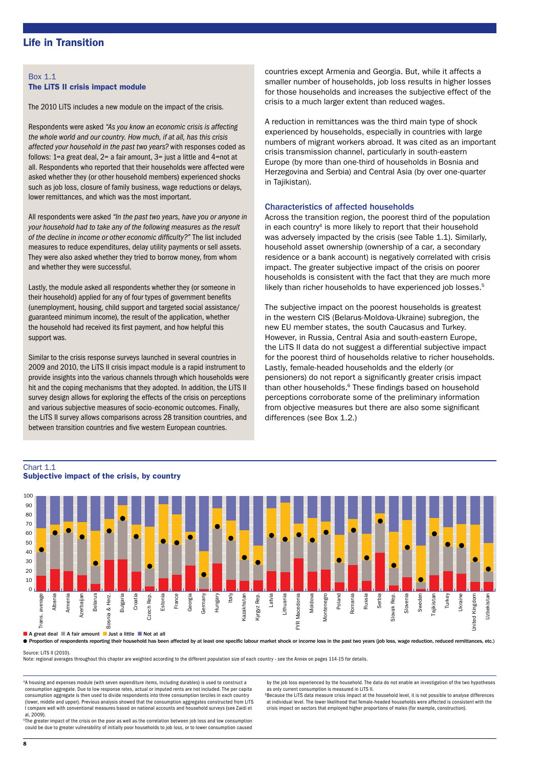### Box 1.1
### The LiTS II crisis impact module

The 2010 LiTS includes a new module on the impact of the crisis.

Respondents were asked *"As you know an economic crisis is affecting the whole world and our country. How much, if at all, has this crisis affected your household in the past two years?* with responses coded as follows: 1=a great deal, 2= a fair amount, 3= just a little and 4=not at all. Respondents who reported that their households were affected were asked whether they (or other household members) experienced shocks such as job loss, closure of family business, wage reductions or delays, lower remittances, and which was the most important.

All respondents were asked *"In the past two years, have you or anyone in your household had to take any of the following measures as the result of the decline in income or other economic difficulty?"* The list included measures to reduce expenditures, delay utility payments or sell assets. They were also asked whether they tried to borrow money, from whom and whether they were successful.

Lastly, the module asked all respondents whether they (or someone in their household) applied for any of four types of government benefits (unemployment, housing, child support and targeted social assistance/ guaranteed minimum income), the result of the application, whether the household had received its first payment, and how helpful this support was.

Similar to the crisis response surveys launched in several countries in 2009 and 2010, the LiTS II crisis impact module is a rapid instrument to provide insights into the various channels through which households were hit and the coping mechanisms that they adopted. In addition, the LiTS II survey design allows for exploring the effects of the crisis on perceptions and various subjective measures of socio-economic outcomes. Finally, the LiTS II survey allows comparisons across 28 transition countries, and between transition countries and five western European countries.

countries except Armenia and Georgia. But, while it affects a smaller number of households, job loss results in higher losses for those households and increases the subjective effect of the crisis to a much larger extent than reduced wages.

A reduction in remittances was the third main type of shock experienced by households, especially in countries with large numbers of migrant workers abroad. It was cited as an important crisis transmission channel, particularly in south-eastern Europe (by more than one-third of households in Bosnia and Herzegovina and Serbia) and Central Asia (by over one-quarter in Tajikistan).

### Characteristics of affected households

Across the transition region, the poorest third of the population in each country[4] is more likely to report that their household was adversely impacted by the crisis (see Table 1.1). Similarly, household asset ownership (ownership of a car, a secondary residence or a bank account) is negatively correlated with crisis impact. The greater subjective impact of the crisis on poorer households is consistent with the fact that they are much more likely than richer households to have experienced job losses.[5]

The subjective impact on the poorest households is greatest in the western CIS (Belarus-Moldova-Ukraine) subregion, the new EU member states, the south Caucasus and Turkey. However, in Russia, Central Asia and south-eastern Europe, the LiTS II data do not suggest a differential subjective impact for the poorest third of households relative to richer households. Lastly, female-headed households and the elderly (or pensioners) do not report a significantly greater crisis impact than other households.[6] These findings based on household perceptions corroborate some of the preliminary information from objective measures but there are also some significant differences (see Box 1.2.)

### Chart 1.1
### Subjective impact of the crisis, by country

Countries (x-axis): Trans. average, Albania, Armenia, Azerbaijan, Belarus, Bosnia & Herz., Bulgaria, Croatia, Czech Rep., Estonia, France, Georgia, Germany, Hungary, Italy, Kazakhstan, Kyrgyz Rep., Latvia, Lithuania, FYR Macedonia, Moldova, Montenegro, Poland, Romania, Russia, Serbia, Slovak Rep., Slovenia, Sweden, Tajikistan, Turkey, Ukraine, United Kingdom, Uzbekistan

■ A great deal ■ A fair amount ■ Just a little ■ Not at all

● Proportion of respondents reporting their household has been affected by at least one specific labour market shock or income loss in the past two years (job loss, wage reduction, reduced remittances, etc.)

Source: LiTS II (2010).
Note: regional averages throughout this chapter are weighted according to the different population size of each country - see the Annex on pages 114-15 for details.

[4] A housing and expenses module (with seven expenditure items, including durables) is used to construct a consumption aggregate. Due to low response rates, actual or imputed rents are not included. The per capita consumption aggregate is then used to divide respondents into three consumption terciles in each country (lower, middle and upper). Previous analysis showed that the consumption aggregates constructed from LiTS I compare well with conventional measures based on national accounts and household surveys (see Zaidi et al, 2009).

[5] The greater impact of the crisis on the poor as well as the correlation between job loss and low consumption could be due to greater vulnerability of initially poor households to job loss, or to lower consumption caused by the job loss experienced by the household. The data do not enable an investigation of the two hypotheses as only current consumption is measured in LiTS II.

[6] Because the LiTS data measure crisis impact at the household level, it is not possible to analyse differences at individual level. The lower likelihood that female-headed households were affected is consistent with the crisis impact on sectors that employed higher proportions of males (for example, construction).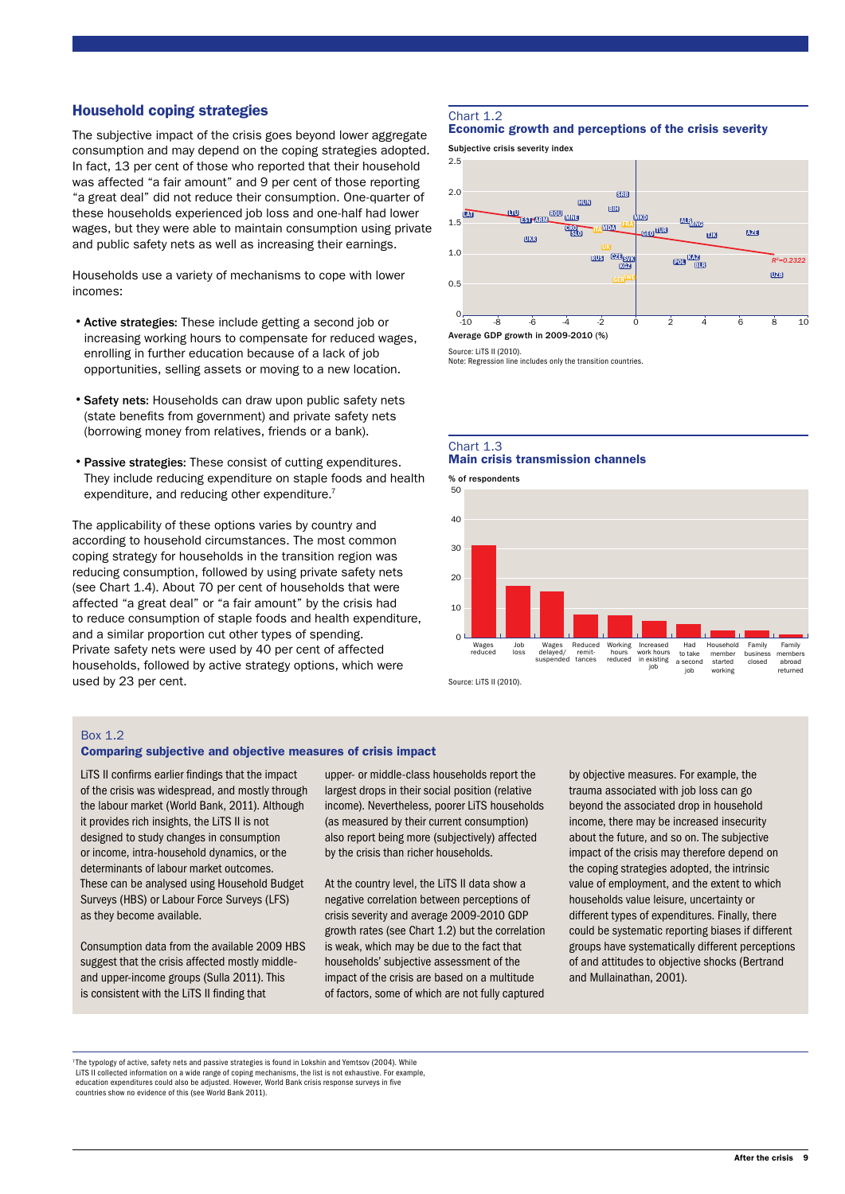## Household coping strategies

The subjective impact of the crisis goes beyond lower aggregate consumption and may depend on the coping strategies adopted. In fact, 13 per cent of those who reported that their household was affected "a fair amount" and 9 per cent of those reporting "a great deal" did not reduce their consumption. One-quarter of these households experienced job loss and one-half had lower wages, but they were able to maintain consumption using private and public safety nets as well as increasing their earnings.

Households use a variety of mechanisms to cope with lower incomes:

- **Active strategies:** These include getting a second job or increasing working hours to compensate for reduced wages, enrolling in further education because of a lack of job opportunities, selling assets or moving to a new location.
- **Safety nets:** Households can draw upon public safety nets (state benefits from government) and private safety nets (borrowing money from relatives, friends or a bank).
- **Passive strategies:** These consist of cutting expenditures. They include reducing expenditure on staple foods and health expenditure, and reducing other expenditure.[7]

The applicability of these options varies by country and according to household circumstances. The most common coping strategy for households in the transition region was reducing consumption, followed by using private safety nets (see Chart 1.4). About 70 per cent of households that were affected "a great deal" or "a fair amount" by the crisis had to reduce consumption of staple foods and health expenditure, and a similar proportion cut other types of spending. Private safety nets were used by 40 per cent of affected households, followed by active strategy options, which were used by 23 per cent.

Chart 1.2
**Economic growth and perceptions of the crisis severity**

Subjective crisis severity index

Average GDP growth in 2009-2010 (%)

$R^2$=0.2322

Source: LiTS II (2010).
Note: Regression line includes only the transition countries.

Chart 1.3
**Main crisis transmission channels**

% of respondents

| Channel | % of respondents (approx.) |
|---|---|
| Wages reduced | 31 |
| Job loss | 17 |
| Wages delayed/suspended | 15 |
| Reduced remittances | 8 |
| Working hours reduced | 7.5 |
| Increased work hours in existing job | 5.5 |
| Had to take a second job | 4.5 |
| Household member started working | 2.5 |
| Family business closed | 2.5 |
| Family members abroad returned | 1 |

Source: LiTS II (2010).

### Box 1.2
**Comparing subjective and objective measures of crisis impact**

LiTS II confirms earlier findings that the impact of the crisis was widespread, and mostly through the labour market (World Bank, 2011). Although it provides rich insights, the LiTS II is not designed to study changes in consumption or income, intra-household dynamics, or the determinants of labour market outcomes. These can be analysed using Household Budget Surveys (HBS) or Labour Force Surveys (LFS) as they become available.

Consumption data from the available 2009 HBS suggest that the crisis affected mostly middle- and upper-income groups (Sulla 2011). This is consistent with the LiTS II finding that upper- or middle-class households report the largest drops in their social position (relative income). Nevertheless, poorer LiTS households (as measured by their current consumption) also report being more (subjectively) affected by the crisis than richer households.

At the country level, the LiTS II data show a negative correlation between perceptions of crisis severity and average 2009-2010 GDP growth rates (see Chart 1.2) but the correlation is weak, which may be due to the fact that households' subjective assessment of the impact of the crisis are based on a multitude of factors, some of which are not fully captured by objective measures. For example, the trauma associated with job loss can go beyond the associated drop in household income, there may be increased insecurity about the future, and so on. The subjective impact of the crisis may therefore depend on the coping strategies adopted, the intrinsic value of employment, and the extent to which households value leisure, uncertainty or different types of expenditures. Finally, there could be systematic reporting biases if different groups have systematically different perceptions of and attitudes to objective shocks (Bertrand and Mullainathan, 2001).

[7] The typology of active, safety nets and passive strategies is found in Lokshin and Yemtsov (2004). While LiTS II collected information on a wide range of coping mechanisms, the list is not exhaustive. For example, education expenditures could also be adjusted. However, World Bank crisis response surveys in five countries show no evidence of this (see World Bank 2011).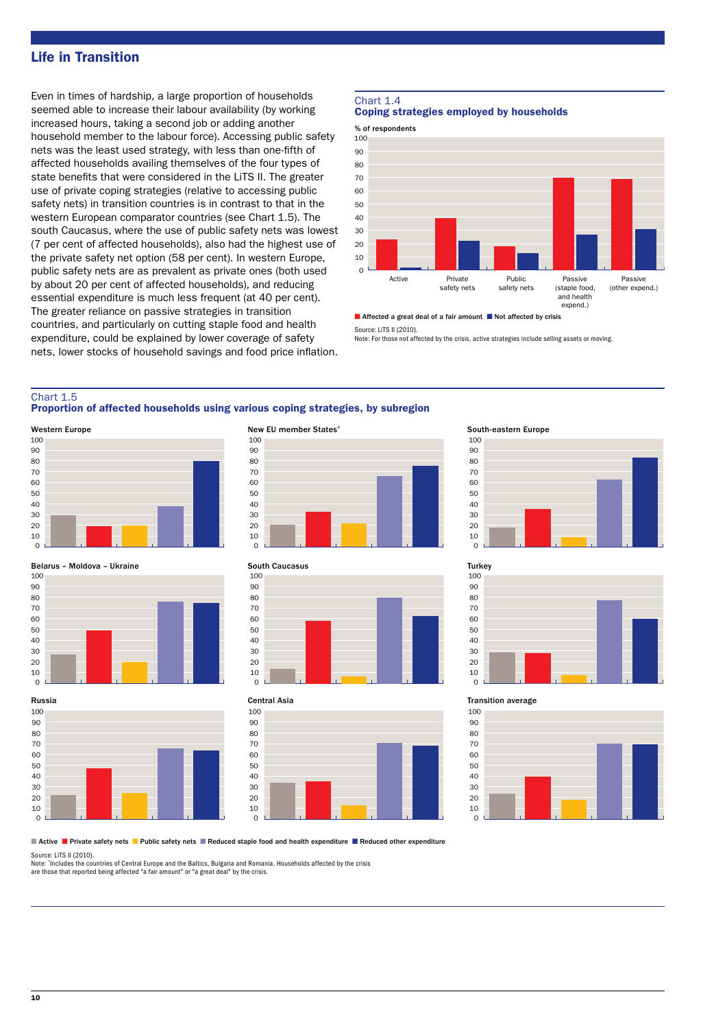## Life in Transition

Even in times of hardship, a large proportion of households seemed able to increase their labour availability (by working increased hours, taking a second job or adding another household member to the labour force). Accessing public safety nets was the least used strategy, with less than one-fifth of affected households availing themselves of the four types of state benefits that were considered in the LiTS II. The greater use of private coping strategies (relative to accessing public safety nets) in transition countries is in contrast to that in the western European comparator countries (see Chart 1.5). The south Caucasus, where the use of public safety nets was lowest (7 per cent of affected households), also had the highest use of the private safety net option (58 per cent). In western Europe, public safety nets are as prevalent as private ones (both used by about 20 per cent of affected households), and reducing essential expenditure is much less frequent (at 40 per cent). The greater reliance on passive strategies in transition countries, and particularly on cutting staple food and health expenditure, could be explained by lower coverage of safety nets, lower stocks of household savings and food price inflation.

**Chart 1.4**
**Coping strategies employed by households**

% of respondents

Active, Private safety nets, Public safety nets, Passive (staple food, and health expend.), Passive (other expend.)

■ Affected a great deal of a fair amount ■ Not affected by crisis

Source: LiTS II (2010).
Note: For those not affected by the crisis, active strategies include selling assets or moving.

**Chart 1.5**
**Proportion of affected households using various coping strategies, by subregion**

Western Europe; New EU member States*; South-eastern Europe; Belarus – Moldova – Ukraine; South Caucasus; Turkey; Russia; Central Asia; Transition average

■ Active ■ Private safety nets ■ Public safety nets ■ Reduced staple food and health expenditure ■ Reduced other expenditure

Source: LiTS II (2010).
Note: *Includes the countries of Central Europe and the Baltics, Bulgaria and Romania. Households affected by the crisis are those that reported being affected "a fair amount" or "a great deal" by the crisis.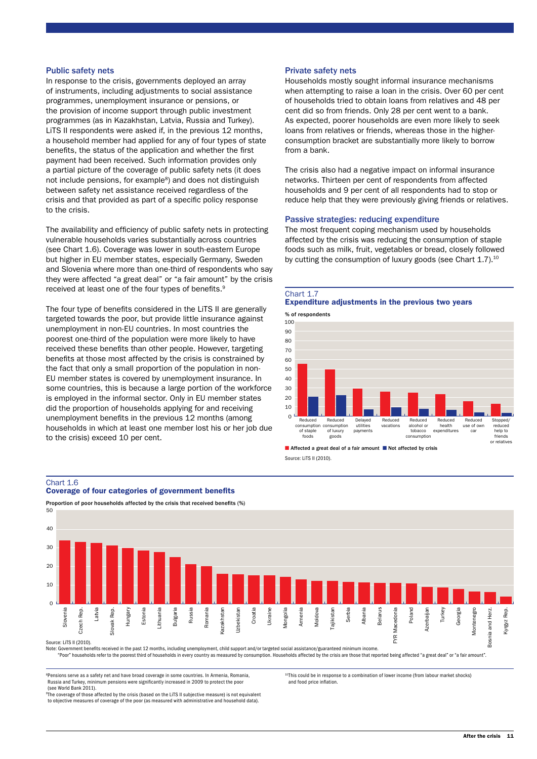### Public safety nets

In response to the crisis, governments deployed an array of instruments, including adjustments to social assistance programmes, unemployment insurance or pensions, or the provision of income support through public investment programmes (as in Kazakhstan, Latvia, Russia and Turkey). LiTS II respondents were asked if, in the previous 12 months, a household member had applied for any of four types of state benefits, the status of the application and whether the first payment had been received. Such information provides only a partial picture of the coverage of public safety nets (it does not include pensions, for example[8]) and does not distinguish between safety net assistance received regardless of the crisis and that provided as part of a specific policy response to the crisis.

The availability and efficiency of public safety nets in protecting vulnerable households varies substantially across countries (see Chart 1.6). Coverage was lower in south-eastern Europe but higher in EU member states, especially Germany, Sweden and Slovenia where more than one-third of respondents who say they were affected "a great deal" or "a fair amount" by the crisis received at least one of the four types of benefits.[9]

The four type of benefits considered in the LiTS II are generally targeted towards the poor, but provide little insurance against unemployment in non-EU countries. In most countries the poorest one-third of the population were more likely to have received these benefits than other people. However, targeting benefits at those most affected by the crisis is constrained by the fact that only a small proportion of the population in non-EU member states is covered by unemployment insurance. In some countries, this is because a large portion of the workforce is employed in the informal sector. Only in EU member states did the proportion of households applying for and receiving unemployment benefits in the previous 12 months (among households in which at least one member lost his or her job due to the crisis) exceed 10 per cent.

### Private safety nets

Households mostly sought informal insurance mechanisms when attempting to raise a loan in the crisis. Over 60 per cent of households tried to obtain loans from relatives and 48 per cent did so from friends. Only 28 per cent went to a bank. As expected, poorer households are even more likely to seek loans from relatives or friends, whereas those in the higher-consumption bracket are substantially more likely to borrow from a bank.

The crisis also had a negative impact on informal insurance networks. Thirteen per cent of respondents from affected households and 9 per cent of all respondents had to stop or reduce help that they were previously giving friends or relatives.

### Passive strategies: reducing expenditure

The most frequent coping mechanism used by households affected by the crisis was reducing the consumption of staple foods such as milk, fruit, vegetables or bread, closely followed by cutting the consumption of luxury goods (see Chart 1.7).[10]

Chart 1.7
**Expenditure adjustments in the previous two years**

% of respondents

| | Affected a great deal or a fair amount | Not affected by crisis |
|---|---|---|
| Reduced consumption of staple foods | 55 | 21 |
| Reduced consumption of luxury goods | 50 | 22 |
| Delayed utilities payments | 29 | 7 |
| Reduced vacations | 26 | 9 |
| Reduced alcohol or tobacco consumption | 25 | 8 |
| Reduced health expenditures | 23 | 7 |
| Reduced use of own car | 16 | 4 |
| Stopped/reduced help to friends or relatives | 13 | 3 |

Source: LiTS II (2010).

Chart 1.6
**Coverage of four categories of government benefits**

Proportion of poor households affected by the crisis that received benefits (%)

| Country | % |
|---|---|
| Slovenia | 34 |
| Czech Rep. | 33 |
| Latvia | 32 |
| Slovak Rep. | 31 |
| Hungary | 30 |
| Estonia | 28 |
| Lithuania | 27 |
| Bulgaria | 25 |
| Russia | 21 |
| Romania | 20 |
| Kazakhstan | 16 |
| Uzbekistan | 15 |
| Croatia | 15 |
| Ukraine | 15 |
| Mongolia | 14 |
| Armenia | 13 |
| Moldova | 12 |
| Tajikistan | 12 |
| Serbia | 11 |
| Albania | 11 |
| Belarus | 11 |
| FYR Macedonia | 11 |
| Poland | 10 |
| Azerbaijan | 9 |
| Turkey | 8 |
| Georgia | 8 |
| Montenegro | 6 |
| Bosnia and Herz. | 6 |
| Kyrgyz Rep. | 4 |

Source: LiTS II (2010).
Note: Government benefits received in the past 12 months, including unemployment, child support and/or targeted social assistance/guaranteed minimum income.
"Poor" households refer to the poorest third of households in every country as measured by consumption. Households affected by the crisis are those that reported being affected "a great deal" or "a fair amount".

[8] Pensions serve as a safety net and have broad coverage in some countries. In Armenia, Romania, Russia and Turkey, minimum pensions were significantly increased in 2009 to protect the poor (see World Bank 2011).

[9] The coverage of those affected by the crisis (based on the LiTS II subjective measure) is not equivalent to objective measures of coverage of the poor (as measured with administrative and household data).

[10] This could be in response to a combination of lower income (from labour market shocks) and food price inflation.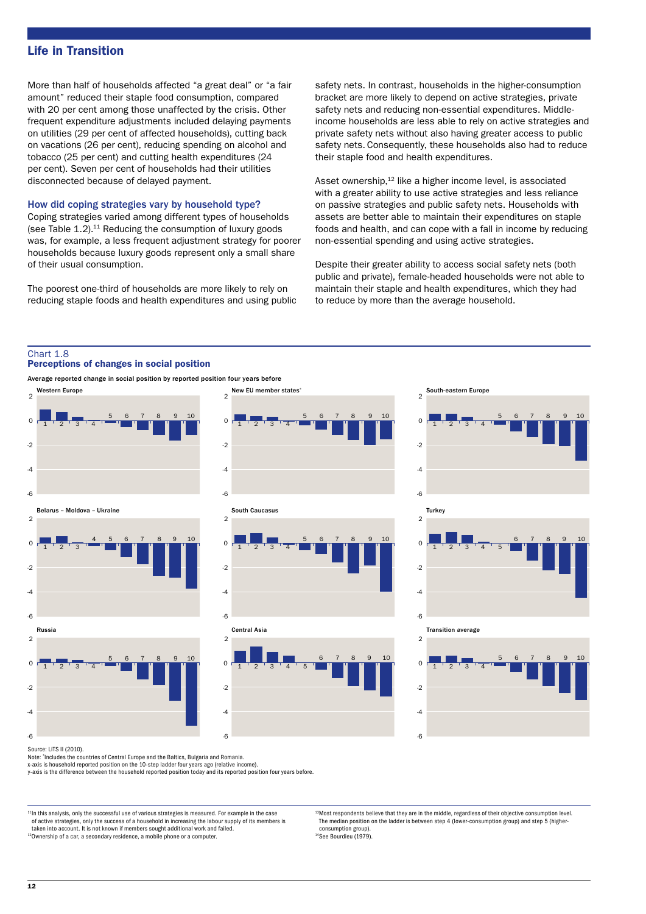More than half of households affected "a great deal" or "a fair amount" reduced their staple food consumption, compared with 20 per cent among those unaffected by the crisis. Other frequent expenditure adjustments included delaying payments on utilities (29 per cent of affected households), cutting back on vacations (26 per cent), reducing spending on alcohol and tobacco (25 per cent) and cutting health expenditures (24 per cent). Seven per cent of households had their utilities disconnected because of delayed payment.

### How did coping strategies vary by household type?

Coping strategies varied among different types of households (see Table 1.2).[11] Reducing the consumption of luxury goods was, for example, a less frequent adjustment strategy for poorer households because luxury goods represent only a small share of their usual consumption.

The poorest one-third of households are more likely to rely on reducing staple foods and health expenditures and using public safety nets. In contrast, households in the higher-consumption bracket are more likely to depend on active strategies, private safety nets and reducing non-essential expenditures. Middle-income households are less able to rely on active strategies and private safety nets without also having greater access to public safety nets. Consequently, these households also had to reduce their staple food and health expenditures.

Asset ownership,[12] like a higher income level, is associated with a greater ability to use active strategies and less reliance on passive strategies and public safety nets. Households with assets are better able to maintain their expenditures on staple foods and health, and can cope with a fall in income by reducing non-essential spending and using active strategies.

Despite their greater ability to access social safety nets (both public and private), female-headed households were not able to maintain their staple and health expenditures, which they had to reduce by more than the average household.

Chart 1.8
**Perceptions of changes in social position**

Average reported change in social position by reported position four years before

Panels: Western Europe; New EU member states*; South-eastern Europe; Belarus – Moldova – Ukraine; South Caucasus; Turkey; Russia; Central Asia; Transition average

Source: LiTS II (2010).
Note: *Includes the countries of Central Europe and the Baltics, Bulgaria and Romania.
x-axis is household reported position on the 10-step ladder four years ago (relative income).
y-axis is the difference between the household reported position today and its reported position four years before.

[11] In this analysis, only the successful use of various strategies is measured. For example in the case of active strategies, only the success of a household in increasing the labour supply of its members is taken into account. It is not known if members sought additional work and failed.

[12] Ownership of a car, a secondary residence, a mobile phone or a computer.

[13] Most respondents believe that they are in the middle, regardless of their objective consumption level. The median position on the ladder is between step 4 (lower-consumption group) and step 5 (higher-consumption group).

[14] See Bourdieu (1979).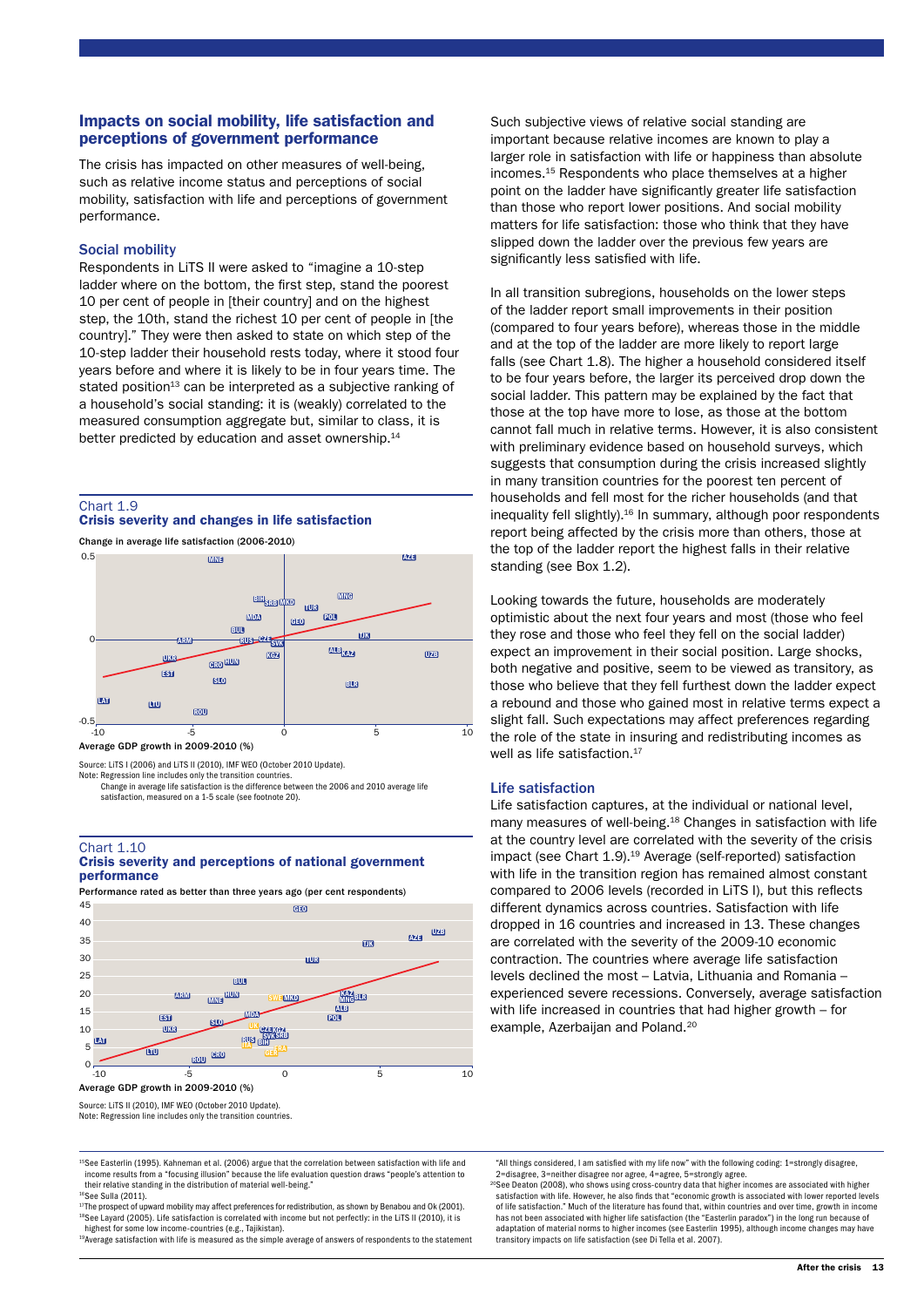## Impacts on social mobility, life satisfaction and perceptions of government performance

The crisis has impacted on other measures of well-being, such as relative income status and perceptions of social mobility, satisfaction with life and perceptions of government performance.

### Social mobility

Respondents in LiTS II were asked to "imagine a 10-step ladder where on the bottom, the first step, stand the poorest 10 per cent of people in [their country] and on the highest step, the 10th, stand the richest 10 per cent of people in [the country]." They were then asked to state on which step of the 10-step ladder their household rests today, where it stood four years before and where it is likely to be in four years time. The stated position[13] can be interpreted as a subjective ranking of a household's social standing: it is (weakly) correlated to the measured consumption aggregate but, similar to class, it is better predicted by education and asset ownership.[14]

**Chart 1.9**
**Crisis severity and changes in life satisfaction**

Change in average life satisfaction (2006-2010)

Average GDP growth in 2009-2010 (%)

Source: LiTS I (2006) and LiTS II (2010), IMF WEO (October 2010 Update).
Note: Regression line includes only the transition countries.
Change in average life satisfaction is the difference between the 2006 and 2010 average life satisfaction, measured on a 1-5 scale (see footnote 20).

**Chart 1.10**
**Crisis severity and perceptions of national government performance**

Performance rated as better than three years ago (per cent respondents)

Average GDP growth in 2009-2010 (%)

Source: LiTS II (2010), IMF WEO (October 2010 Update).
Note: Regression line includes only the transition countries.

Such subjective views of relative social standing are important because relative incomes are known to play a larger role in satisfaction with life or happiness than absolute incomes.[15] Respondents who place themselves at a higher point on the ladder have significantly greater life satisfaction than those who report lower positions. And social mobility matters for life satisfaction: those who think that they have slipped down the ladder over the previous few years are significantly less satisfied with life.

In all transition subregions, households on the lower steps of the ladder report small improvements in their position (compared to four years before), whereas those in the middle and at the top of the ladder are more likely to report large falls (see Chart 1.8). The higher a household considered itself to be four years before, the larger its perceived drop down the social ladder. This pattern may be explained by the fact that those at the top have more to lose, as those at the bottom cannot fall much in relative terms. However, it is also consistent with preliminary evidence based on household surveys, which suggests that consumption during the crisis increased slightly in many transition countries for the poorest ten percent of households and fell most for the richer households (and that inequality fell slightly).[16] In summary, although poor respondents report being affected by the crisis more than others, those at the top of the ladder report the highest falls in their relative standing (see Box 1.2).

Looking towards the future, households are moderately optimistic about the next four years and most (those who feel they rose and those who feel they fell on the social ladder) expect an improvement in their social position. Large shocks, both negative and positive, seem to be viewed as transitory, as those who believe that they fell furthest down the ladder expect a rebound and those who gained most in relative terms expect a slight fall. Such expectations may affect preferences regarding the role of the state in insuring and redistributing incomes as well as life satisfaction.[17]

### Life satisfaction

Life satisfaction captures, at the individual or national level, many measures of well-being.[18] Changes in satisfaction with life at the country level are correlated with the severity of the crisis impact (see Chart 1.9).[19] Average (self-reported) satisfaction with life in the transition region has remained almost constant compared to 2006 levels (recorded in LiTS I), but this reflects different dynamics across countries. Satisfaction with life dropped in 16 countries and increased in 13. These changes are correlated with the severity of the 2009-10 economic contraction. The countries where average life satisfaction levels declined the most – Latvia, Lithuania and Romania – experienced severe recessions. Conversely, average satisfaction with life increased in countries that had higher growth – for example, Azerbaijan and Poland.[20]

---

[15] See Easterlin (1995). Kahneman et al. (2006) argue that the correlation between satisfaction with life and income results from a "focusing illusion" because the life evaluation question draws "people's attention to their relative standing in the distribution of material well-being."

[16] See Sulla (2011).

[17] The prospect of upward mobility may affect preferences for redistribution, as shown by Benabou and Ok (2001).

[18] See Layard (2005). Life satisfaction is correlated with income but not perfectly: in the LiTS II (2010), it is highest for some low income-countries (e.g., Tajikistan).

[19] Average satisfaction with life is measured as the simple average of answers of respondents to the statement "All things considered, I am satisfied with my life now" with the following coding: 1=strongly disagree, 2=disagree, 3=neither disagree nor agree, 4=agree, 5=strongly agree.

[20] See Deaton (2008), who shows using cross-country data that higher incomes are associated with higher satisfaction with life. However, he also finds that "economic growth is associated with lower reported levels of life satisfaction." Much of the literature has found that, within countries and over time, growth in income has not been associated with higher life satisfaction (the "Easterlin paradox") in the long run because of adaptation of material norms to higher incomes (see Easterlin 1995), although income changes may have transitory impacts on life satisfaction (see Di Tella et al. 2007).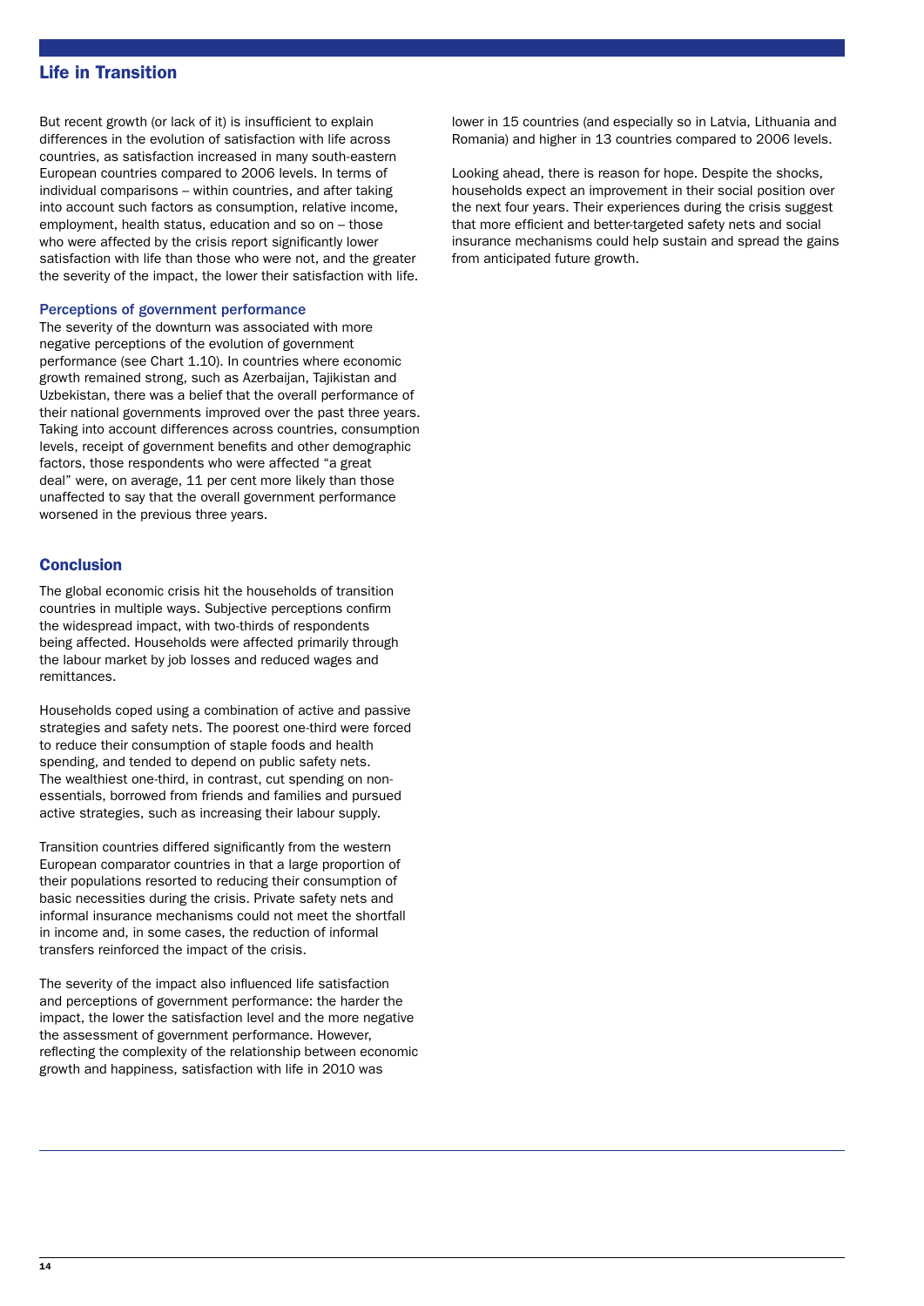But recent growth (or lack of it) is insufficient to explain differences in the evolution of satisfaction with life across countries, as satisfaction increased in many south-eastern European countries compared to 2006 levels. In terms of individual comparisons – within countries, and after taking into account such factors as consumption, relative income, employment, health status, education and so on – those who were affected by the crisis report significantly lower satisfaction with life than those who were not, and the greater the severity of the impact, the lower their satisfaction with life.

### Perceptions of government performance

The severity of the downturn was associated with more negative perceptions of the evolution of government performance (see Chart 1.10). In countries where economic growth remained strong, such as Azerbaijan, Tajikistan and Uzbekistan, there was a belief that the overall performance of their national governments improved over the past three years. Taking into account differences across countries, consumption levels, receipt of government benefits and other demographic factors, those respondents who were affected "a great deal" were, on average, 11 per cent more likely than those unaffected to say that the overall government performance worsened in the previous three years.

## Conclusion

The global economic crisis hit the households of transition countries in multiple ways. Subjective perceptions confirm the widespread impact, with two-thirds of respondents being affected. Households were affected primarily through the labour market by job losses and reduced wages and remittances.

Households coped using a combination of active and passive strategies and safety nets. The poorest one-third were forced to reduce their consumption of staple foods and health spending, and tended to depend on public safety nets. The wealthiest one-third, in contrast, cut spending on non-essentials, borrowed from friends and families and pursued active strategies, such as increasing their labour supply.

Transition countries differed significantly from the western European comparator countries in that a large proportion of their populations resorted to reducing their consumption of basic necessities during the crisis. Private safety nets and informal insurance mechanisms could not meet the shortfall in income and, in some cases, the reduction of informal transfers reinforced the impact of the crisis.

The severity of the impact also influenced life satisfaction and perceptions of government performance: the harder the impact, the lower the satisfaction level and the more negative the assessment of government performance. However, reflecting the complexity of the relationship between economic growth and happiness, satisfaction with life in 2010 was lower in 15 countries (and especially so in Latvia, Lithuania and Romania) and higher in 13 countries compared to 2006 levels.

Looking ahead, there is reason for hope. Despite the shocks, households expect an improvement in their social position over the next four years. Their experiences during the crisis suggest that more efficient and better-targeted safety nets and social insurance mechanisms could help sustain and spread the gains from anticipated future growth.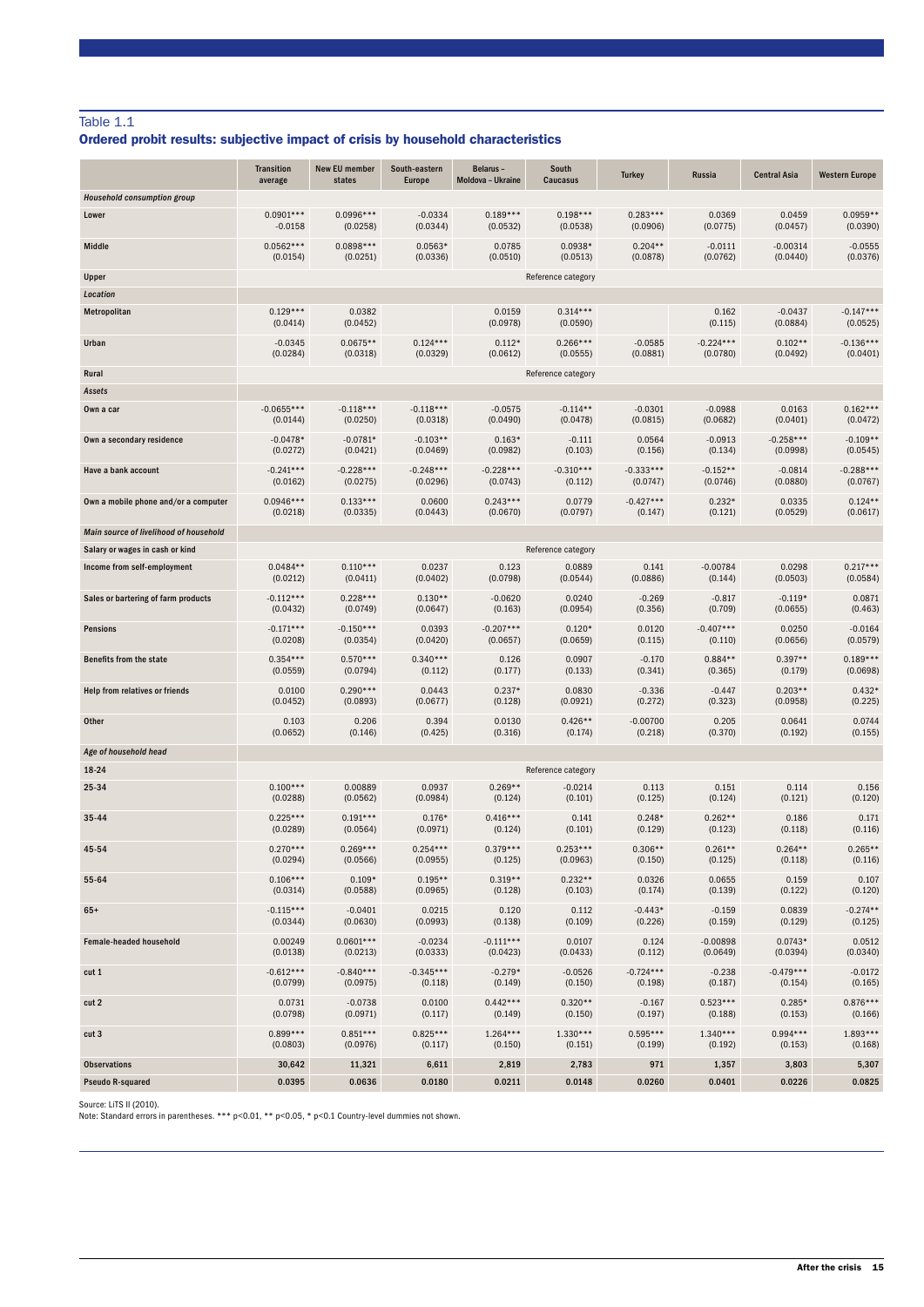Table 1.1

## Ordered probit results: subjective impact of crisis by household characteristics

| | Transition average | New EU member states | South-eastern Europe | Belarus – Moldova – Ukraine | South Caucasus | Turkey | Russia | Central Asia | Western Europe |
|---|---|---|---|---|---|---|---|---|---|
| ***Household consumption group*** | | | | | | | | | |
| Lower | 0.0901*** | 0.0996*** | -0.0334 | 0.189*** | 0.198*** | 0.283*** | 0.0369 | 0.0459 | 0.0959** |
| | -0.0158 | (0.0258) | (0.0344) | (0.0532) | (0.0538) | (0.0906) | (0.0775) | (0.0457) | (0.0390) |
| Middle | 0.0562*** | 0.0898*** | 0.0563* | 0.0785 | 0.0938* | 0.204** | -0.0111 | -0.00314 | -0.0555 |
| | (0.0154) | (0.0251) | (0.0336) | (0.0510) | (0.0513) | (0.0878) | (0.0762) | (0.0440) | (0.0376) |
| Upper | Reference category | | | | | | | | |
| ***Location*** | | | | | | | | | |
| Metropolitan | 0.129*** | 0.0382 | | 0.0159 | 0.314*** | | 0.162 | -0.0437 | -0.147*** |
| | (0.0414) | (0.0452) | | (0.0978) | (0.0590) | | (0.115) | (0.0884) | (0.0525) |
| Urban | -0.0345 | 0.0675** | 0.124*** | 0.112* | 0.266*** | -0.0585 | -0.224*** | 0.102** | -0.136*** |
| | (0.0284) | (0.0318) | (0.0329) | (0.0612) | (0.0555) | (0.0881) | (0.0780) | (0.0492) | (0.0401) |
| Rural | Reference category | | | | | | | | |
| ***Assets*** | | | | | | | | | |
| Own a car | -0.0655*** | -0.118*** | -0.118*** | -0.0575 | -0.114** | -0.0301 | -0.0988 | 0.0163 | 0.162*** |
| | (0.0144) | (0.0250) | (0.0318) | (0.0490) | (0.0478) | (0.0815) | (0.0682) | (0.0401) | (0.0472) |
| Own a secondary residence | -0.0478* | -0.0781* | -0.103** | 0.163* | -0.111 | 0.0564 | -0.0913 | -0.258*** | -0.109** |
| | (0.0272) | (0.0421) | (0.0469) | (0.0982) | (0.103) | (0.156) | (0.134) | (0.0998) | (0.0545) |
| Have a bank account | -0.241*** | -0.228*** | -0.248*** | -0.228*** | -0.310*** | -0.333*** | -0.152** | -0.0814 | -0.288*** |
| | (0.0162) | (0.0275) | (0.0296) | (0.0743) | (0.112) | (0.0747) | (0.0746) | (0.0880) | (0.0767) |
| Own a mobile phone and/or a computer | 0.0946*** | 0.133*** | 0.0600 | 0.243*** | 0.0779 | -0.427*** | 0.232* | 0.0335 | 0.124** |
| | (0.0218) | (0.0335) | (0.0443) | (0.0670) | (0.0797) | (0.147) | (0.121) | (0.0529) | (0.0617) |
| ***Main source of livelihood of household*** | | | | | | | | | |
| Salary or wages in cash or kind | Reference category | | | | | | | | |
| Income from self-employment | 0.0484** | 0.110*** | 0.0237 | 0.123 | 0.0889 | 0.141 | -0.00784 | 0.0298 | 0.217*** |
| | (0.0212) | (0.0411) | (0.0402) | (0.0798) | (0.0544) | (0.0886) | (0.144) | (0.0503) | (0.0584) |
| Sales or bartering of farm products | -0.112*** | 0.228*** | 0.130** | -0.0620 | 0.0240 | -0.269 | -0.817 | -0.119* | 0.0871 |
| | (0.0432) | (0.0749) | (0.0647) | (0.163) | (0.0954) | (0.356) | (0.709) | (0.0655) | (0.463) |
| Pensions | -0.171*** | -0.150*** | 0.0393 | -0.207*** | 0.120* | 0.0120 | -0.407*** | 0.0250 | -0.0164 |
| | (0.0208) | (0.0354) | (0.0420) | (0.0657) | (0.0659) | (0.115) | (0.110) | (0.0656) | (0.0579) |
| Benefits from the state | 0.354*** | 0.570*** | 0.340*** | 0.126 | 0.0907 | -0.170 | 0.884** | 0.397** | 0.189*** |
| | (0.0559) | (0.0794) | (0.112) | (0.177) | (0.133) | (0.341) | (0.365) | (0.179) | (0.0698) |
| Help from relatives or friends | 0.0100 | 0.290*** | 0.0443 | 0.237* | 0.0830 | -0.336 | -0.447 | 0.203** | 0.432* |
| | (0.0452) | (0.0893) | (0.0677) | (0.128) | (0.0921) | (0.272) | (0.323) | (0.0958) | (0.225) |
| Other | 0.103 | 0.206 | 0.394 | 0.0130 | 0.426** | -0.00700 | 0.205 | 0.0641 | 0.0744 |
| | (0.0652) | (0.146) | (0.425) | (0.316) | (0.174) | (0.218) | (0.370) | (0.192) | (0.155) |
| ***Age of household head*** | | | | | | | | | |
| 18-24 | Reference category | | | | | | | | |
| 25-34 | 0.100*** | 0.00889 | 0.0937 | 0.269** | -0.0214 | 0.113 | 0.151 | 0.114 | 0.156 |
| | (0.0288) | (0.0562) | (0.0984) | (0.124) | (0.101) | (0.125) | (0.124) | (0.121) | (0.120) |
| 35-44 | 0.225*** | 0.191*** | 0.176* | 0.416*** | 0.141 | 0.248* | 0.262** | 0.186 | 0.171 |
| | (0.0289) | (0.0564) | (0.0971) | (0.124) | (0.101) | (0.129) | (0.123) | (0.118) | (0.116) |
| 45-54 | 0.270*** | 0.269*** | 0.254*** | 0.379*** | 0.253*** | 0.306** | 0.261** | 0.264** | 0.265** |
| | (0.0294) | (0.0566) | (0.0955) | (0.125) | (0.0963) | (0.150) | (0.125) | (0.118) | (0.116) |
| 55-64 | 0.106*** | 0.109* | 0.195** | 0.319** | 0.232** | 0.0326 | 0.0655 | 0.159 | 0.107 |
| | (0.0314) | (0.0588) | (0.0965) | (0.128) | (0.103) | (0.174) | (0.139) | (0.122) | (0.120) |
| 65+ | -0.115*** | -0.0401 | 0.0215 | 0.120 | 0.112 | -0.443* | -0.159 | 0.0839 | -0.274** |
| | (0.0344) | (0.0630) | (0.0993) | (0.138) | (0.109) | (0.226) | (0.159) | (0.129) | (0.125) |
| Female-headed household | 0.00249 | 0.0601*** | -0.0234 | -0.111*** | 0.0107 | 0.124 | -0.00898 | 0.0743* | 0.0512 |
| | (0.0138) | (0.0213) | (0.0333) | (0.0423) | (0.0433) | (0.112) | (0.0649) | (0.0394) | (0.0340) |
| cut 1 | -0.612*** | -0.840*** | -0.345*** | -0.279* | -0.0526 | -0.724*** | -0.238 | -0.479*** | -0.0172 |
| | (0.0799) | (0.0975) | (0.118) | (0.149) | (0.150) | (0.198) | (0.187) | (0.154) | (0.165) |
| cut 2 | 0.0731 | -0.0738 | 0.0100 | 0.442*** | 0.320** | -0.167 | 0.523*** | 0.285* | 0.876*** |
| | (0.0798) | (0.0971) | (0.117) | (0.149) | (0.150) | (0.197) | (0.188) | (0.153) | (0.166) |
| cut 3 | 0.899*** | 0.851*** | 0.825*** | 1.264*** | 1.330*** | 0.595*** | 1.340*** | 0.994*** | 1.893*** |
| | (0.0803) | (0.0976) | (0.117) | (0.150) | (0.151) | (0.199) | (0.192) | (0.153) | (0.168) |
| **Observations** | **30,642** | **11,321** | **6,611** | **2,819** | **2,783** | **971** | **1,357** | **3,803** | **5,307** |
| **Pseudo R-squared** | **0.0395** | **0.0636** | **0.0180** | **0.0211** | **0.0148** | **0.0260** | **0.0401** | **0.0226** | **0.0825** |

Source: LiTS II (2010).
Note: Standard errors in parentheses. *** p<0.01, ** p<0.05, * p<0.1 Country-level dummies not shown.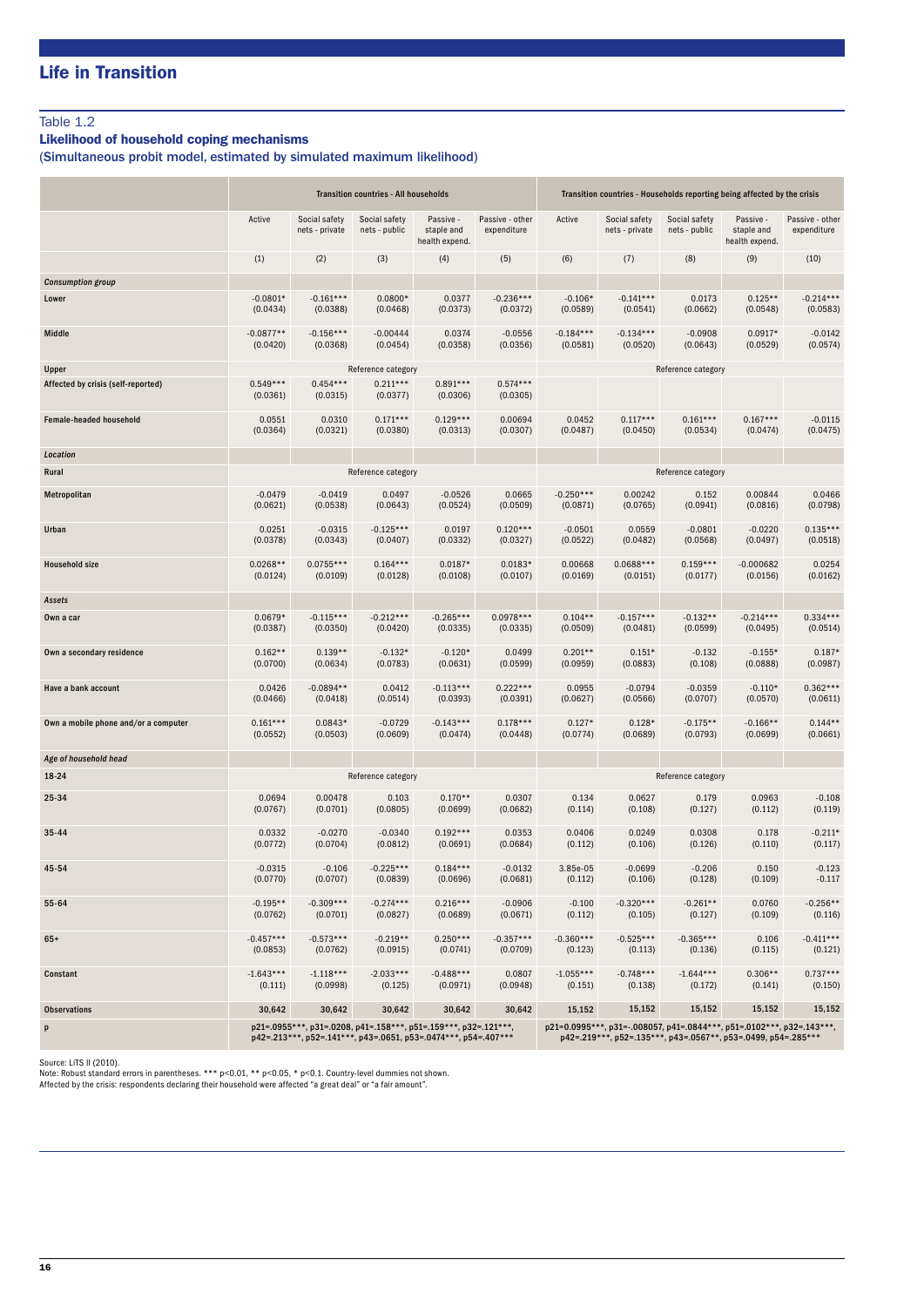## Table 1.2

### Likelihood of household coping mechanisms

(Simultaneous probit model, estimated by simulated maximum likelihood)

| | Transition countries - All households | | | | | Transition countries - Households reporting being affected by the crisis | | | | |
|---|---|---|---|---|---|---|---|---|---|---|
| | Active | Social safety nets - private | Social safety nets - public | Passive - staple and health expend. | Passive - other expenditure | Active | Social safety nets - private | Social safety nets - public | Passive - staple and health expend. | Passive - other expenditure |
| | (1) | (2) | (3) | (4) | (5) | (6) | (7) | (8) | (9) | (10) |
| *Consumption group* | | | | | | | | | | |
| Lower | -0.0801* (0.0434) | -0.161*** (0.0388) | 0.0800* (0.0468) | 0.0377 (0.0373) | -0.236*** (0.0372) | -0.106* (0.0589) | -0.141*** (0.0541) | 0.0173 (0.0662) | 0.125** (0.0548) | -0.214*** (0.0583) |
| Middle | -0.0877** (0.0420) | -0.156*** (0.0368) | -0.00444 (0.0454) | 0.0374 (0.0358) | -0.0556 (0.0356) | -0.184*** (0.0581) | -0.134*** (0.0520) | -0.0908 (0.0643) | 0.0917* (0.0529) | -0.0142 (0.0574) |
| Upper | | | Reference category | | | | | Reference category | | |
| Affected by crisis (self-reported) | 0.549*** (0.0361) | 0.454*** (0.0315) | 0.211*** (0.0377) | 0.891*** (0.0306) | 0.574*** (0.0305) | | | | | |
| Female-headed household | 0.0551 (0.0364) | 0.0310 (0.0321) | 0.171*** (0.0380) | 0.129*** (0.0313) | 0.00694 (0.0307) | 0.0452 (0.0487) | 0.117*** (0.0450) | 0.161*** (0.0534) | 0.167*** (0.0474) | -0.0115 (0.0475) |
| *Location* | | | | | | | | | | |
| Rural | | | Reference category | | | | | Reference category | | |
| Metropolitan | -0.0479 (0.0621) | -0.0419 (0.0538) | 0.0497 (0.0643) | -0.0526 (0.0524) | 0.0665 (0.0509) | -0.250*** (0.0871) | 0.00242 (0.0765) | 0.152 (0.0941) | 0.00844 (0.0816) | 0.0466 (0.0798) |
| Urban | 0.0251 (0.0378) | -0.0315 (0.0343) | -0.125*** (0.0407) | 0.0197 (0.0332) | 0.120*** (0.0327) | -0.0501 (0.0522) | 0.0559 (0.0482) | -0.0801 (0.0568) | -0.0220 (0.0497) | 0.135*** (0.0518) |
| Household size | 0.0268** (0.0124) | 0.0755*** (0.0109) | 0.164*** (0.0128) | 0.0187* (0.0108) | 0.0183* (0.0107) | 0.00668 (0.0169) | 0.0688*** (0.0151) | 0.159*** (0.0177) | -0.000682 (0.0156) | 0.0254 (0.0162) |
| *Assets* | | | | | | | | | | |
| Own a car | 0.0679* (0.0387) | -0.115*** (0.0350) | -0.212*** (0.0420) | -0.265*** (0.0335) | 0.0978*** (0.0335) | 0.104** (0.0509) | -0.157*** (0.0481) | -0.132** (0.0599) | -0.214*** (0.0495) | 0.334*** (0.0514) |
| Own a secondary residence | 0.162** (0.0700) | 0.139** (0.0634) | -0.132* (0.0783) | -0.120* (0.0631) | 0.0499 (0.0599) | 0.201** (0.0959) | 0.151* (0.0883) | -0.132 (0.108) | -0.155* (0.0888) | 0.187* (0.0987) |
| Have a bank account | 0.0426 (0.0466) | -0.0894** (0.0418) | 0.0412 (0.0514) | -0.113*** (0.0393) | 0.222*** (0.0391) | 0.0955 (0.0627) | -0.0794 (0.0566) | -0.0359 (0.0707) | -0.110* (0.0570) | 0.362*** (0.0611) |
| Own a mobile phone and/or a computer | 0.161*** (0.0552) | 0.0843* (0.0503) | -0.0729 (0.0609) | -0.143*** (0.0474) | 0.178*** (0.0448) | 0.127* (0.0774) | 0.128* (0.0689) | -0.175** (0.0793) | -0.166** (0.0699) | 0.144** (0.0661) |
| *Age of household head* | | | | | | | | | | |
| 18-24 | | | Reference category | | | | | Reference category | | |
| 25-34 | 0.0694 (0.0767) | 0.00478 (0.0701) | 0.103 (0.0805) | 0.170** (0.0699) | 0.0307 (0.0682) | 0.134 (0.114) | 0.0627 (0.108) | 0.179 (0.127) | 0.0963 (0.112) | -0.108 (0.119) |
| 35-44 | 0.0332 (0.0772) | -0.0270 (0.0704) | -0.0340 (0.0812) | 0.192*** (0.0691) | 0.0353 (0.0684) | 0.0406 (0.112) | 0.0249 (0.106) | 0.0308 (0.126) | 0.178 (0.110) | -0.211* (0.117) |
| 45-54 | -0.0315 (0.0770) | -0.106 (0.0707) | -0.225*** (0.0839) | 0.184*** (0.0696) | -0.0132 (0.0681) | 3.85e-05 (0.112) | -0.0699 (0.106) | -0.206 (0.128) | 0.150 (0.109) | -0.123 (0.117) |
| 55-64 | -0.195** (0.0762) | -0.309*** (0.0701) | -0.274*** (0.0827) | 0.216*** (0.0689) | -0.0906 (0.0671) | -0.100 (0.112) | -0.320*** (0.105) | -0.261** (0.127) | 0.0760 (0.109) | -0.256** (0.116) |
| 65+ | -0.457*** (0.0853) | -0.573*** (0.0762) | -0.219** (0.0915) | 0.250*** (0.0741) | -0.357*** (0.0709) | -0.360*** (0.123) | -0.525*** (0.113) | -0.365*** (0.136) | 0.106 (0.115) | -0.411*** (0.121) |
| Constant | -1.643*** (0.111) | -1.118*** (0.0998) | -2.033*** (0.125) | -0.488*** (0.0971) | 0.0807 (0.0948) | -1.055*** (0.151) | -0.748*** (0.138) | -1.644*** (0.172) | 0.306** (0.141) | 0.737*** (0.150) |
| Observations | 30,642 | 30,642 | 30,642 | 30,642 | 30,642 | 15,152 | 15,152 | 15,152 | 15,152 | 15,152 |
| p | p21=.0955***, p31=.0208, p41=.158***, p51=.159***, p32=.121***, p42=.213***, p52=.141***, p43=.0651, p53=.0474***, p54=.407*** | | | | | p21=0.0995***, p31=-.008057, p41=.0844***, p51=.0102***, p32=.143***, p42=.219***, p52=.135***, p43=.0567**, p53=.0499, p54=.285*** | | | | |

Source: LiTS II (2010).
Note: Robust standard errors in parentheses. *** p<0.01, ** p<0.05, * p<0.1. Country-level dummies not shown.
Affected by the crisis: respondents declaring their household were affected "a great deal" or "a fair amount".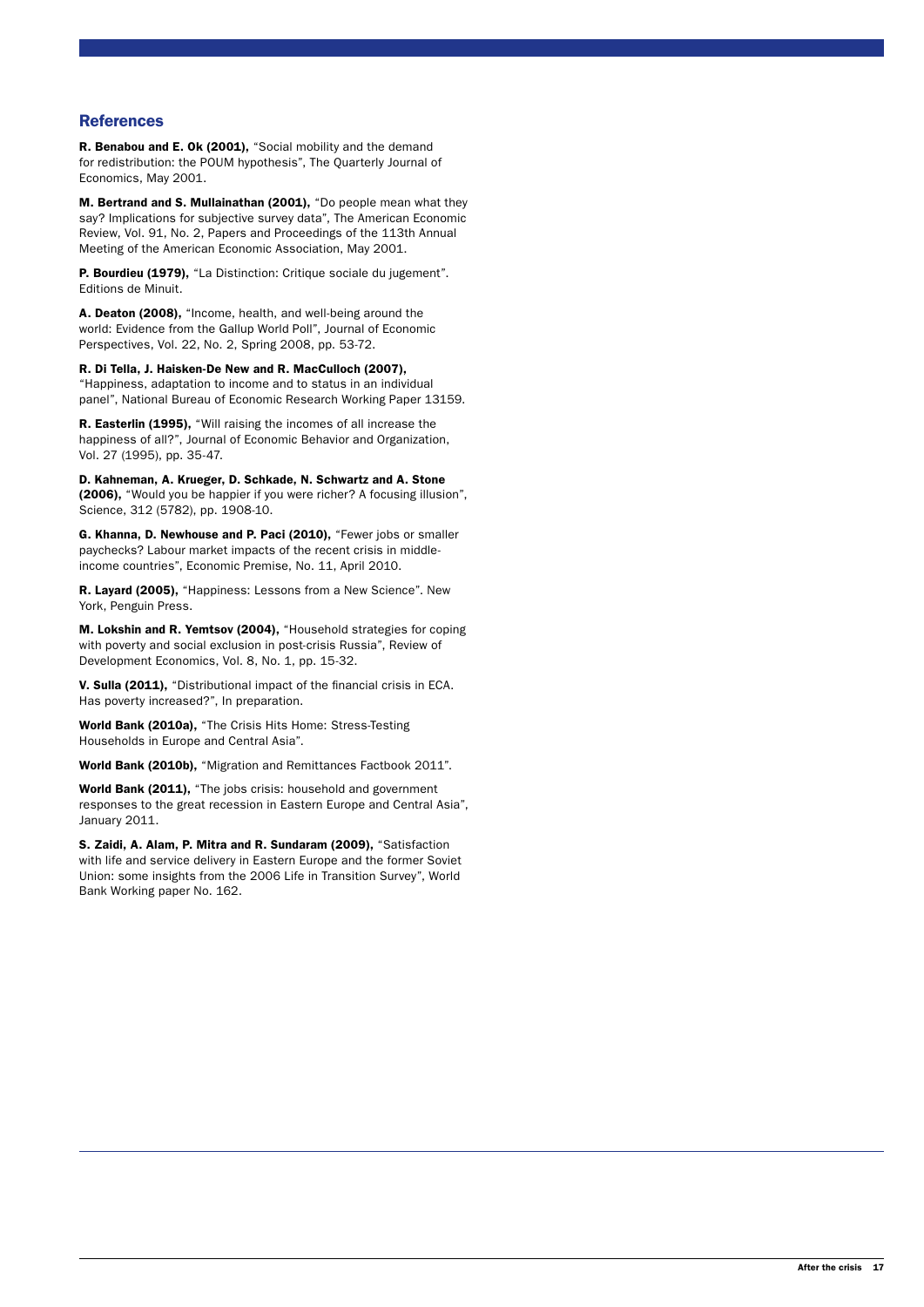## References

**R. Benabou and E. Ok (2001),** "Social mobility and the demand for redistribution: the POUM hypothesis", The Quarterly Journal of Economics, May 2001.

**M. Bertrand and S. Mullainathan (2001),** "Do people mean what they say? Implications for subjective survey data", The American Economic Review, Vol. 91, No. 2, Papers and Proceedings of the 113th Annual Meeting of the American Economic Association, May 2001.

**P. Bourdieu (1979),** "La Distinction: Critique sociale du jugement". Editions de Minuit.

**A. Deaton (2008),** "Income, health, and well-being around the world: Evidence from the Gallup World Poll", Journal of Economic Perspectives, Vol. 22, No. 2, Spring 2008, pp. 53-72.

**R. Di Tella, J. Haisken-De New and R. MacCulloch (2007),** "Happiness, adaptation to income and to status in an individual panel", National Bureau of Economic Research Working Paper 13159.

**R. Easterlin (1995),** "Will raising the incomes of all increase the happiness of all?", Journal of Economic Behavior and Organization, Vol. 27 (1995), pp. 35-47.

**D. Kahneman, A. Krueger, D. Schkade, N. Schwartz and A. Stone (2006),** "Would you be happier if you were richer? A focusing illusion", Science, 312 (5782), pp. 1908-10.

**G. Khanna, D. Newhouse and P. Paci (2010),** "Fewer jobs or smaller paychecks? Labour market impacts of the recent crisis in middle-income countries", Economic Premise, No. 11, April 2010.

**R. Layard (2005),** "Happiness: Lessons from a New Science". New York, Penguin Press.

**M. Lokshin and R. Yemtsov (2004),** "Household strategies for coping with poverty and social exclusion in post-crisis Russia", Review of Development Economics, Vol. 8, No. 1, pp. 15-32.

**V. Sulla (2011),** "Distributional impact of the financial crisis in ECA. Has poverty increased?", In preparation.

**World Bank (2010a),** "The Crisis Hits Home: Stress-Testing Households in Europe and Central Asia".

**World Bank (2010b),** "Migration and Remittances Factbook 2011".

**World Bank (2011),** "The jobs crisis: household and government responses to the great recession in Eastern Europe and Central Asia", January 2011.

**S. Zaidi, A. Alam, P. Mitra and R. Sundaram (2009),** "Satisfaction with life and service delivery in Eastern Europe and the former Soviet Union: some insights from the 2006 Life in Transition Survey", World Bank Working paper No. 162.